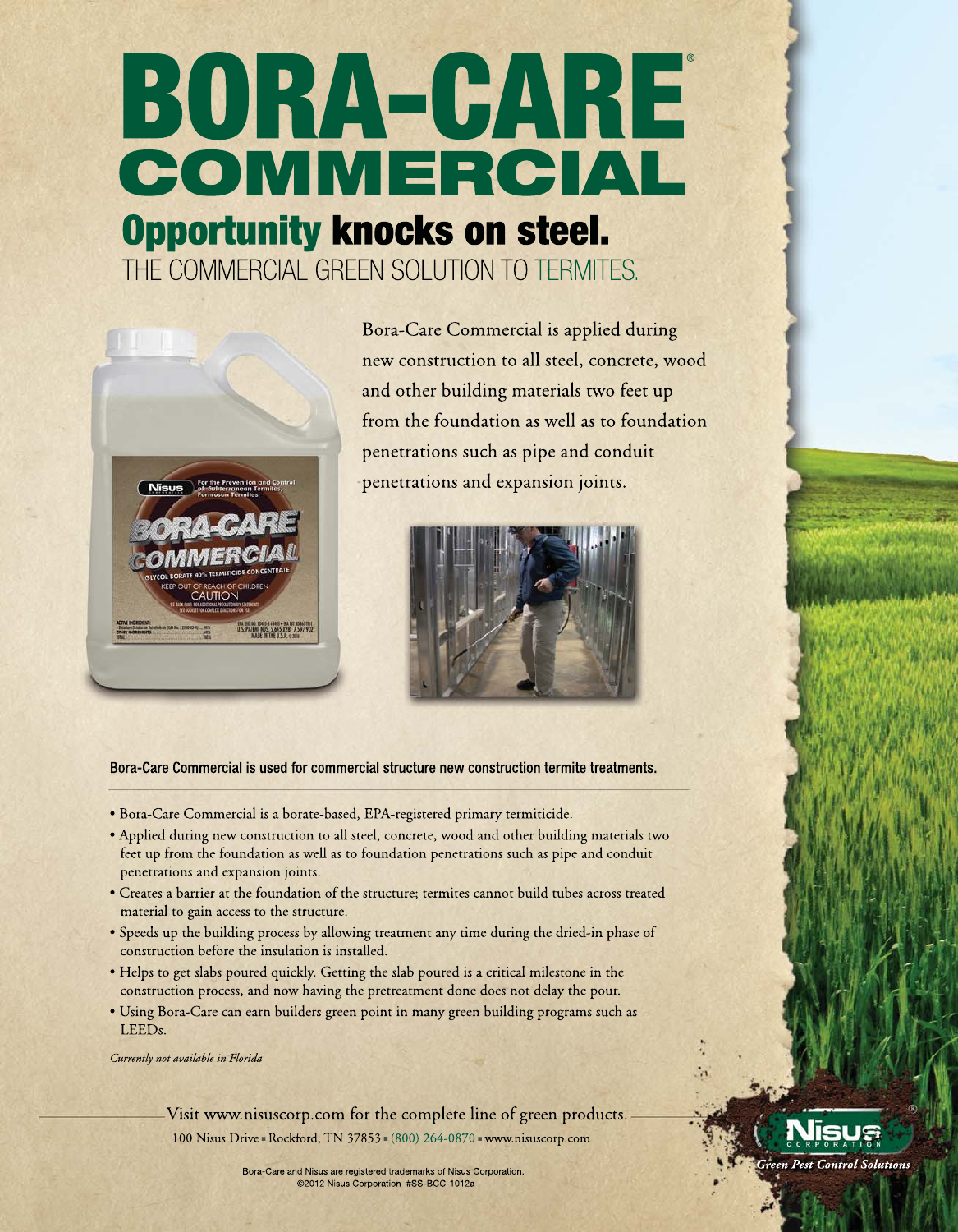# BORA-CARE® COMMERCIAL

## Opportunity knocks on steel.

THE COMMERCIAL GREEN SOLUTION TO TERMITES.

Bora-Care Commercial is applied during new construction to all steel, concrete, wood and other building materials two feet up from the foundation as well as to foundation penetrations such as pipe and conduit penetrations and expansion joints.

**Bora-Care Commercial is used for commercial structure new construction termite treatments.**

- Bora-Care Commercial is a borate-based, EPA-registered primary termiticide.
- Applied during new construction to all steel, concrete, wood and other building materials two feet up from the foundation as well as to foundation penetrations such as pipe and conduit penetrations and expansion joints.
- Creates a barrier at the foundation of the structure; termites cannot build tubes across treated material to gain access to the structure.
- Speeds up the building process by allowing treatment any time during the dried-in phase of construction before the insulation is installed.
- Helps to get slabs poured quickly. Getting the slab poured is a critical milestone in the construction process, and now having the pretreatment done does not delay the pour.
- Using Bora-Care can earn builders green point in many green building programs such as LEEDs.

*Currently not available in Florida*

Visit www.nisuscorp.com for the complete line of green products.

100 Nisus Drive ▪ Rockford, TN 37853 ▪ (800) 264-0870 ▪ www.nisuscorp.com

Nisus® Corporation — *Green Pest Control Solutions*

Bora-Care and Nisus are registered trademarks of Nisus Corporation.
©2012 Nisus Corporation #SS-BCC-1012a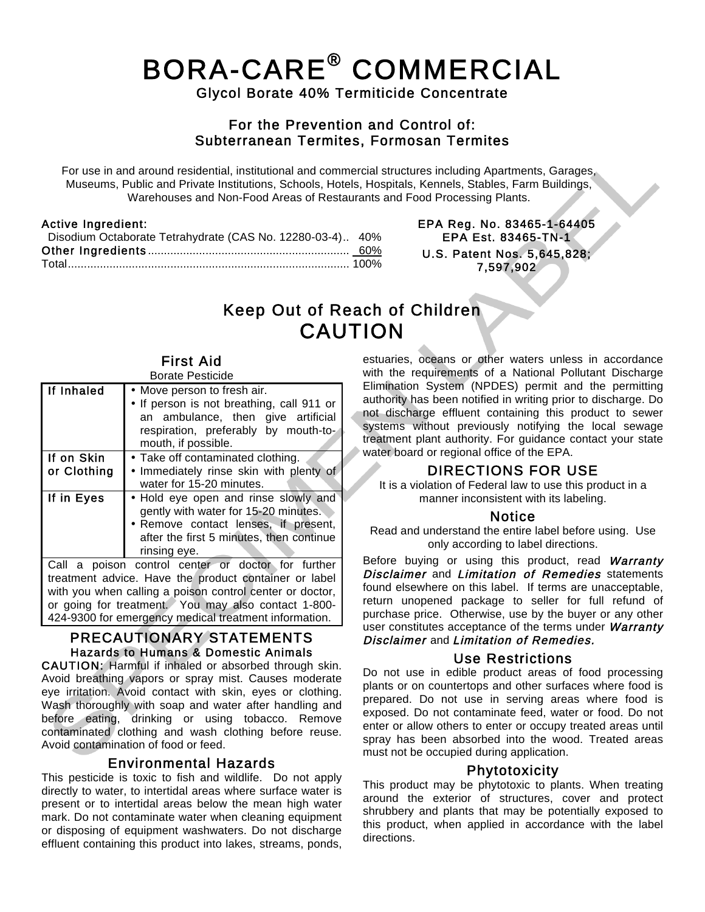# BORA-CARE® COMMERCIAL

**Glycol Borate 40% Termiticide Concentrate**

**For the Prevention and Control of:**
**Subterranean Termites, Formosan Termites**

For use in and around residential, institutional and commercial structures including Apartments, Garages, Museums, Public and Private Institutions, Schools, Hotels, Hospitals, Kennels, Stables, Farm Buildings, Warehouses and Non-Food Areas of Restaurants and Food Processing Plants.

**Active Ingredient:**
Disodium Octaborate Tetrahydrate (CAS No. 12280-03-4).. 40%
**Other Ingredients**.............................................................. 60%
Total........................................................................................ 100%

**EPA Reg. No. 83465-1-64405**
**EPA Est. 83465-TN-1**
**U.S. Patent Nos. 5,645,828; 7,597,902**

## Keep Out of Reach of Children
## CAUTION

### First Aid

Borate Pesticide

| | |
|---|---|
| **If Inhaled** | • Move person to fresh air.<br>• If person is not breathing, call 911 or an ambulance, then give artificial respiration, preferably by mouth-to-mouth, if possible. |
| **If on Skin or Clothing** | • Take off contaminated clothing.<br>• Immediately rinse skin with plenty of water for 15-20 minutes. |
| **If in Eyes** | • Hold eye open and rinse slowly and gently with water for 15-20 minutes.<br>• Remove contact lenses, if present, after the first 5 minutes, then continue rinsing eye. |

Call a poison control center or doctor for further treatment advice. Have the product container or label with you when calling a poison control center or doctor, or going for treatment. You may also contact 1-800-424-9300 for emergency medical treatment information.

### PRECAUTIONARY STATEMENTS

**Hazards to Humans & Domestic Animals**

**CAUTION:** Harmful if inhaled or absorbed through skin. Avoid breathing vapors or spray mist. Causes moderate eye irritation. Avoid contact with skin, eyes or clothing. Wash thoroughly with soap and water after handling and before eating, drinking or using tobacco. Remove contaminated clothing and wash clothing before reuse. Avoid contamination of food or feed.

### Environmental Hazards

This pesticide is toxic to fish and wildlife. Do not apply directly to water, to intertidal areas where surface water is present or to intertidal areas below the mean high water mark. Do not contaminate water when cleaning equipment or disposing of equipment washwaters. Do not discharge effluent containing this product into lakes, streams, ponds, estuaries, oceans or other waters unless in accordance with the requirements of a National Pollutant Discharge Elimination System (NPDES) permit and the permitting authority has been notified in writing prior to discharge. Do not discharge effluent containing this product to sewer systems without previously notifying the local sewage treatment plant authority. For guidance contact your state water board or regional office of the EPA.

### DIRECTIONS FOR USE

It is a violation of Federal law to use this product in a manner inconsistent with its labeling.

### Notice

Read and understand the entire label before using. Use only according to label directions.

Before buying or using this product, read ***Warranty Disclaimer*** and ***Limitation of Remedies*** statements found elsewhere on this label. If terms are unacceptable, return unopened package to seller for full refund of purchase price. Otherwise, use by the buyer or any other user constitutes acceptance of the terms under ***Warranty Disclaimer*** and ***Limitation of Remedies.***

### Use Restrictions

Do not use in edible product areas of food processing plants or on countertops and other surfaces where food is prepared. Do not use in serving areas where food is exposed. Do not contaminate feed, water or food. Do not enter or allow others to enter or occupy treated areas until spray has been absorbed into the wood. Treated areas must not be occupied during application.

### Phytotoxicity

This product may be phytotoxic to plants. When treating around the exterior of structures, cover and protect shrubbery and plants that may be potentially exposed to this product, when applied in accordance with the label directions.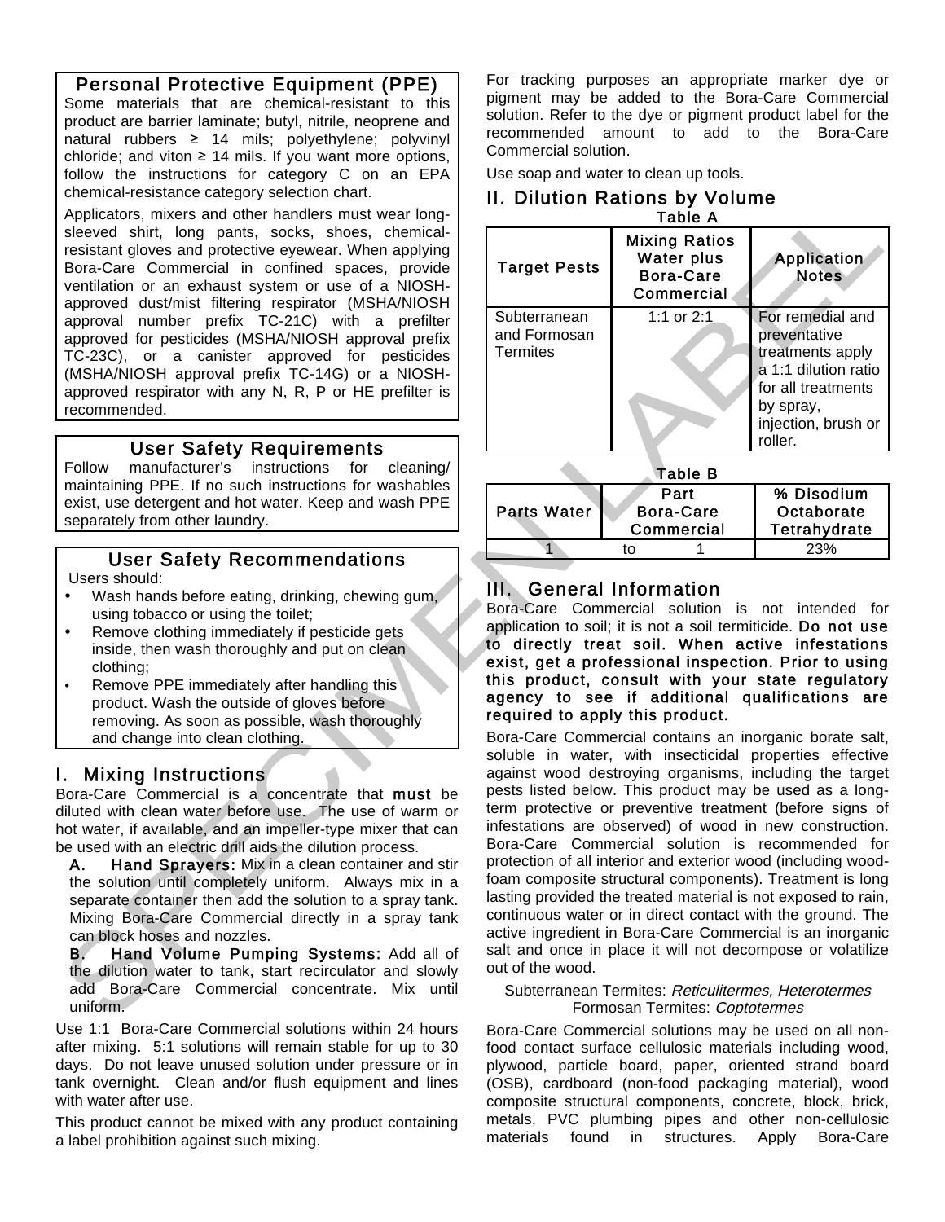## Personal Protective Equipment (PPE)

Some materials that are chemical-resistant to this product are barrier laminate; butyl, nitrile, neoprene and natural rubbers ≥ 14 mils; polyethylene; polyvinyl chloride; and viton ≥ 14 mils. If you want more options, follow the instructions for category C on an EPA chemical-resistance category selection chart.

Applicators, mixers and other handlers must wear long-sleeved shirt, long pants, socks, shoes, chemical-resistant gloves and protective eyewear. When applying Bora-Care Commercial in confined spaces, provide ventilation or an exhaust system or use of a NIOSH-approved dust/mist filtering respirator (MSHA/NIOSH approval number prefix TC-21C) with a prefilter approved for pesticides (MSHA/NIOSH approval prefix TC-23C), or a canister approved for pesticides (MSHA/NIOSH approval prefix TC-14G) or a NIOSH-approved respirator with any N, R, P or HE prefilter is recommended.

## User Safety Requirements

Follow manufacturer's instructions for cleaning/ maintaining PPE. If no such instructions for washables exist, use detergent and hot water. Keep and wash PPE separately from other laundry.

## User Safety Recommendations

Users should:

- Wash hands before eating, drinking, chewing gum, using tobacco or using the toilet;
- Remove clothing immediately if pesticide gets inside, then wash thoroughly and put on clean clothing;
- Remove PPE immediately after handling this product. Wash the outside of gloves before removing. As soon as possible, wash thoroughly and change into clean clothing.

## I. Mixing Instructions

Bora-Care Commercial is a concentrate that **must** be diluted with clean water before use. The use of warm or hot water, if available, and an impeller-type mixer that can be used with an electric drill aids the dilution process.

**A. Hand Sprayers:** Mix in a clean container and stir the solution until completely uniform. Always mix in a separate container then add the solution to a spray tank. Mixing Bora-Care Commercial directly in a spray tank can block hoses and nozzles.

**B. Hand Volume Pumping Systems:** Add all of the dilution water to tank, start recirculator and slowly add Bora-Care Commercial concentrate. Mix until uniform.

Use 1:1 Bora-Care Commercial solutions within 24 hours after mixing. 5:1 solutions will remain stable for up to 30 days. Do not leave unused solution under pressure or in tank overnight. Clean and/or flush equipment and lines with water after use.

This product cannot be mixed with any product containing a label prohibition against such mixing.

For tracking purposes an appropriate marker dye or pigment may be added to the Bora-Care Commercial solution. Refer to the dye or pigment product label for the recommended amount to add to the Bora-Care Commercial solution.

Use soap and water to clean up tools.

## II. Dilution Rations by Volume

**Table A**

| Target Pests | Mixing Ratios Water plus Bora-Care Commercial | Application Notes |
|---|---|---|
| Subterranean and Formosan Termites | 1:1 or 2:1 | For remedial and preventative treatments apply a 1:1 dilution ratio for all treatments by spray, injection, brush or roller. |

**Table B**

| Parts Water | Part Bora-Care Commercial | % Disodium Octaborate Tetrahydrate |
|---|---|---|
| 1 to | 1 | 23% |

## III. General Information

Bora-Care Commercial solution is not intended for application to soil; it is not a soil termiticide. **Do not use to directly treat soil. When active infestations exist, get a professional inspection. Prior to using this product, consult with your state regulatory agency to see if additional qualifications are required to apply this product.**

Bora-Care Commercial contains an inorganic borate salt, soluble in water, with insecticidal properties effective against wood destroying organisms, including the target pests listed below. This product may be used as a long-term protective or preventive treatment (before signs of infestations are observed) of wood in new construction. Bora-Care Commercial solution is recommended for protection of all interior and exterior wood (including wood-foam composite structural components). Treatment is long lasting provided the treated material is not exposed to rain, continuous water or in direct contact with the ground. The active ingredient in Bora-Care Commercial is an inorganic salt and once in place it will not decompose or volatilize out of the wood.

Subterranean Termites: *Reticulitermes, Heterotermes*
Formosan Termites: *Coptotermes*

Bora-Care Commercial solutions may be used on all non-food contact surface cellulosic materials including wood, plywood, particle board, paper, oriented strand board (OSB), cardboard (non-food packaging material), wood composite structural components, concrete, block, brick, metals, PVC plumbing pipes and other non-cellulosic materials found in structures. Apply Bora-Care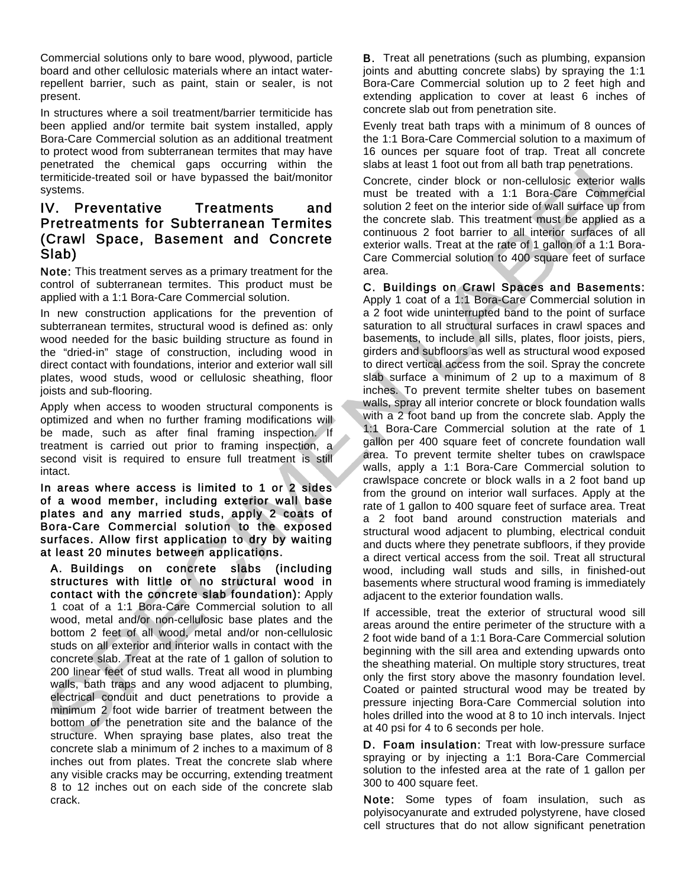Commercial solutions only to bare wood, plywood, particle board and other cellulosic materials where an intact water-repellent barrier, such as paint, stain or sealer, is not present.

In structures where a soil treatment/barrier termiticide has been applied and/or termite bait system installed, apply Bora-Care Commercial solution as an additional treatment to protect wood from subterranean termites that may have penetrated the chemical gaps occurring within the termiticide-treated soil or have bypassed the bait/monitor systems.

## IV. Preventative Treatments and Pretreatments for Subterranean Termites (Crawl Space, Basement and Concrete Slab)

**Note:** This treatment serves as a primary treatment for the control of subterranean termites. This product must be applied with a 1:1 Bora-Care Commercial solution.

In new construction applications for the prevention of subterranean termites, structural wood is defined as: only wood needed for the basic building structure as found in the "dried-in" stage of construction, including wood in direct contact with foundations, interior and exterior wall sill plates, wood studs, wood or cellulosic sheathing, floor joists and sub-flooring.

Apply when access to wooden structural components is optimized and when no further framing modifications will be made, such as after final framing inspection. If treatment is carried out prior to framing inspection, a second visit is required to ensure full treatment is still intact.

**In areas where access is limited to 1 or 2 sides of a wood member, including exterior wall base plates and any married studs, apply 2 coats of Bora-Care Commercial solution to the exposed surfaces. Allow first application to dry by waiting at least 20 minutes between applications.**

**A. Buildings on concrete slabs (including structures with little or no structural wood in contact with the concrete slab foundation):** Apply 1 coat of a 1:1 Bora-Care Commercial solution to all wood, metal and/or non-cellulosic base plates and the bottom 2 feet of all wood, metal and/or non-cellulosic studs on all exterior and interior walls in contact with the concrete slab. Treat at the rate of 1 gallon of solution to 200 linear feet of stud walls. Treat all wood in plumbing walls, bath traps and any wood adjacent to plumbing, electrical conduit and duct penetrations to provide a minimum 2 foot wide barrier of treatment between the bottom of the penetration site and the balance of the structure. When spraying base plates, also treat the concrete slab a minimum of 2 inches to a maximum of 8 inches out from plates. Treat the concrete slab where any visible cracks may be occurring, extending treatment 8 to 12 inches out on each side of the concrete slab crack.

**B.** Treat all penetrations (such as plumbing, expansion joints and abutting concrete slabs) by spraying the 1:1 Bora-Care Commercial solution up to 2 feet high and extending application to cover at least 6 inches of concrete slab out from penetration site.

Evenly treat bath traps with a minimum of 8 ounces of the 1:1 Bora-Care Commercial solution to a maximum of 16 ounces per square foot of trap. Treat all concrete slabs at least 1 foot out from all bath trap penetrations.

Concrete, cinder block or non-cellulosic exterior walls must be treated with a 1:1 Bora-Care Commercial solution 2 feet on the interior side of wall surface up from the concrete slab. This treatment must be applied as a continuous 2 foot barrier to all interior surfaces of all exterior walls. Treat at the rate of 1 gallon of a 1:1 Bora-Care Commercial solution to 400 square feet of surface area.

**C. Buildings on Crawl Spaces and Basements:** Apply 1 coat of a 1:1 Bora-Care Commercial solution in a 2 foot wide uninterrupted band to the point of surface saturation to all structural surfaces in crawl spaces and basements, to include all sills, plates, floor joists, piers, girders and subfloors as well as structural wood exposed to direct vertical access from the soil. Spray the concrete slab surface a minimum of 2 up to a maximum of 8 inches. To prevent termite shelter tubes on basement walls, spray all interior concrete or block foundation walls with a 2 foot band up from the concrete slab. Apply the 1:1 Bora-Care Commercial solution at the rate of 1 gallon per 400 square feet of concrete foundation wall area. To prevent termite shelter tubes on crawlspace walls, apply a 1:1 Bora-Care Commercial solution to crawlspace concrete or block walls in a 2 foot band up from the ground on interior wall surfaces. Apply at the rate of 1 gallon to 400 square feet of surface area. Treat a 2 foot band around construction materials and structural wood adjacent to plumbing, electrical conduit and ducts where they penetrate subfloors, if they provide a direct vertical access from the soil. Treat all structural wood, including wall studs and sills, in finished-out basements where structural wood framing is immediately adjacent to the exterior foundation walls.

If accessible, treat the exterior of structural wood sill areas around the entire perimeter of the structure with a 2 foot wide band of a 1:1 Bora-Care Commercial solution beginning with the sill area and extending upwards onto the sheathing material. On multiple story structures, treat only the first story above the masonry foundation level. Coated or painted structural wood may be treated by pressure injecting Bora-Care Commercial solution into holes drilled into the wood at 8 to 10 inch intervals. Inject at 40 psi for 4 to 6 seconds per hole.

**D. Foam insulation:** Treat with low-pressure surface spraying or by injecting a 1:1 Bora-Care Commercial solution to the infested area at the rate of 1 gallon per 300 to 400 square feet.

**Note:** Some types of foam insulation, such as polyisocyanurate and extruded polystyrene, have closed cell structures that do not allow significant penetration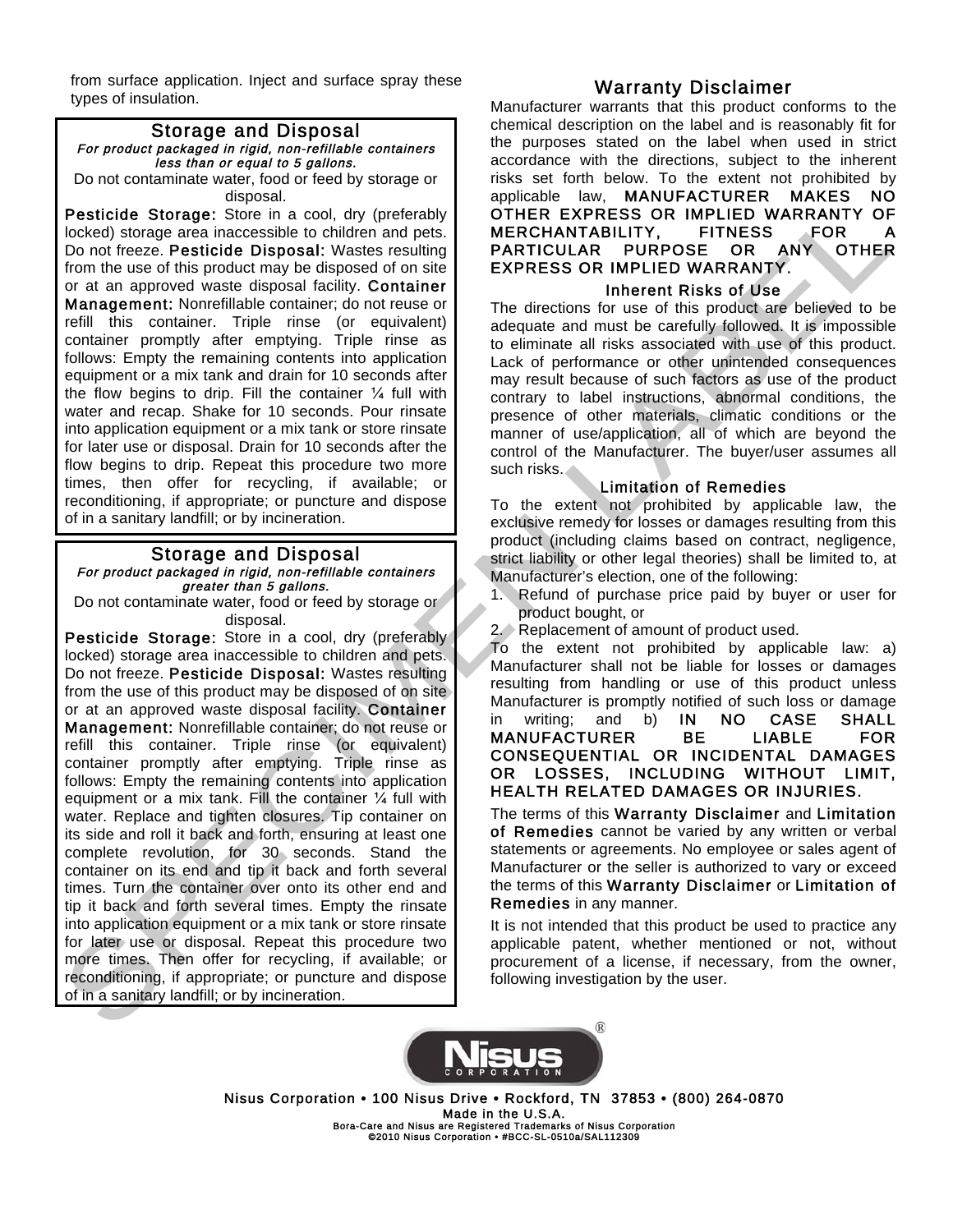from surface application. Inject and surface spray these types of insulation.

## Storage and Disposal

*For product packaged in rigid, non-refillable containers less than or equal to 5 gallons.*

Do not contaminate water, food or feed by storage or disposal.

**Pesticide Storage:** Store in a cool, dry (preferably locked) storage area inaccessible to children and pets. Do not freeze. **Pesticide Disposal:** Wastes resulting from the use of this product may be disposed of on site or at an approved waste disposal facility. **Container Management:** Nonrefillable container; do not reuse or refill this container. Triple rinse (or equivalent) container promptly after emptying. Triple rinse as follows: Empty the remaining contents into application equipment or a mix tank and drain for 10 seconds after the flow begins to drip. Fill the container ¼ full with water and recap. Shake for 10 seconds. Pour rinsate into application equipment or a mix tank or store rinsate for later use or disposal. Drain for 10 seconds after the flow begins to drip. Repeat this procedure two more times, then offer for recycling, if available; or reconditioning, if appropriate; or puncture and dispose of in a sanitary landfill; or by incineration.

## Storage and Disposal

*For product packaged in rigid, non-refillable containers greater than 5 gallons.*

Do not contaminate water, food or feed by storage or disposal.

**Pesticide Storage:** Store in a cool, dry (preferably locked) storage area inaccessible to children and pets. Do not freeze. **Pesticide Disposal:** Wastes resulting from the use of this product may be disposed of on site or at an approved waste disposal facility. **Container Management:** Nonrefillable container; do not reuse or refill this container. Triple rinse (or equivalent) container promptly after emptying. Triple rinse as follows: Empty the remaining contents into application equipment or a mix tank. Fill the container ¼ full with water. Replace and tighten closures. Tip container on its side and roll it back and forth, ensuring at least one complete revolution, for 30 seconds. Stand the container on its end and tip it back and forth several times. Turn the container over onto its other end and tip it back and forth several times. Empty the rinsate into application equipment or a mix tank or store rinsate for later use or disposal. Repeat this procedure two more times. Then offer for recycling, if available; or reconditioning, if appropriate; or puncture and dispose of in a sanitary landfill; or by incineration.

## Warranty Disclaimer

Manufacturer warrants that this product conforms to the chemical description on the label and is reasonably fit for the purposes stated on the label when used in strict accordance with the directions, subject to the inherent risks set forth below. To the extent not prohibited by applicable law, **MANUFACTURER MAKES NO OTHER EXPRESS OR IMPLIED WARRANTY OF MERCHANTABILITY, FITNESS FOR A PARTICULAR PURPOSE OR ANY OTHER EXPRESS OR IMPLIED WARRANTY.**

### Inherent Risks of Use

The directions for use of this product are believed to be adequate and must be carefully followed. It is impossible to eliminate all risks associated with use of this product. Lack of performance or other unintended consequences may result because of such factors as use of the product contrary to label instructions, abnormal conditions, the presence of other materials, climatic conditions or the manner of use/application, all of which are beyond the control of the Manufacturer. The buyer/user assumes all such risks.

### Limitation of Remedies

To the extent not prohibited by applicable law, the exclusive remedy for losses or damages resulting from this product (including claims based on contract, negligence, strict liability or other legal theories) shall be limited to, at Manufacturer's election, one of the following:

1. Refund of purchase price paid by buyer or user for product bought, or
2. Replacement of amount of product used.

To the extent not prohibited by applicable law: a) Manufacturer shall not be liable for losses or damages resulting from handling or use of this product unless Manufacturer is promptly notified of such loss or damage in writing; and b) **IN NO CASE SHALL MANUFACTURER BE LIABLE FOR CONSEQUENTIAL OR INCIDENTAL DAMAGES OR LOSSES, INCLUDING WITHOUT LIMIT, HEALTH RELATED DAMAGES OR INJURIES.**

The terms of this **Warranty Disclaimer** and **Limitation of Remedies** cannot be varied by any written or verbal statements or agreements. No employee or sales agent of Manufacturer or the seller is authorized to vary or exceed the terms of this **Warranty Disclaimer** or **Limitation of Remedies** in any manner.

It is not intended that this product be used to practice any applicable patent, whether mentioned or not, without procurement of a license, if necessary, from the owner, following investigation by the user.

Nisus® CORPORATION

**Nisus Corporation • 100 Nisus Drive • Rockford, TN 37853 • (800) 264-0870**

Made in the U.S.A.

Bora-Care and Nisus are Registered Trademarks of Nisus Corporation

©2010 Nisus Corporation • #BCC-SL-0510a/SAL112309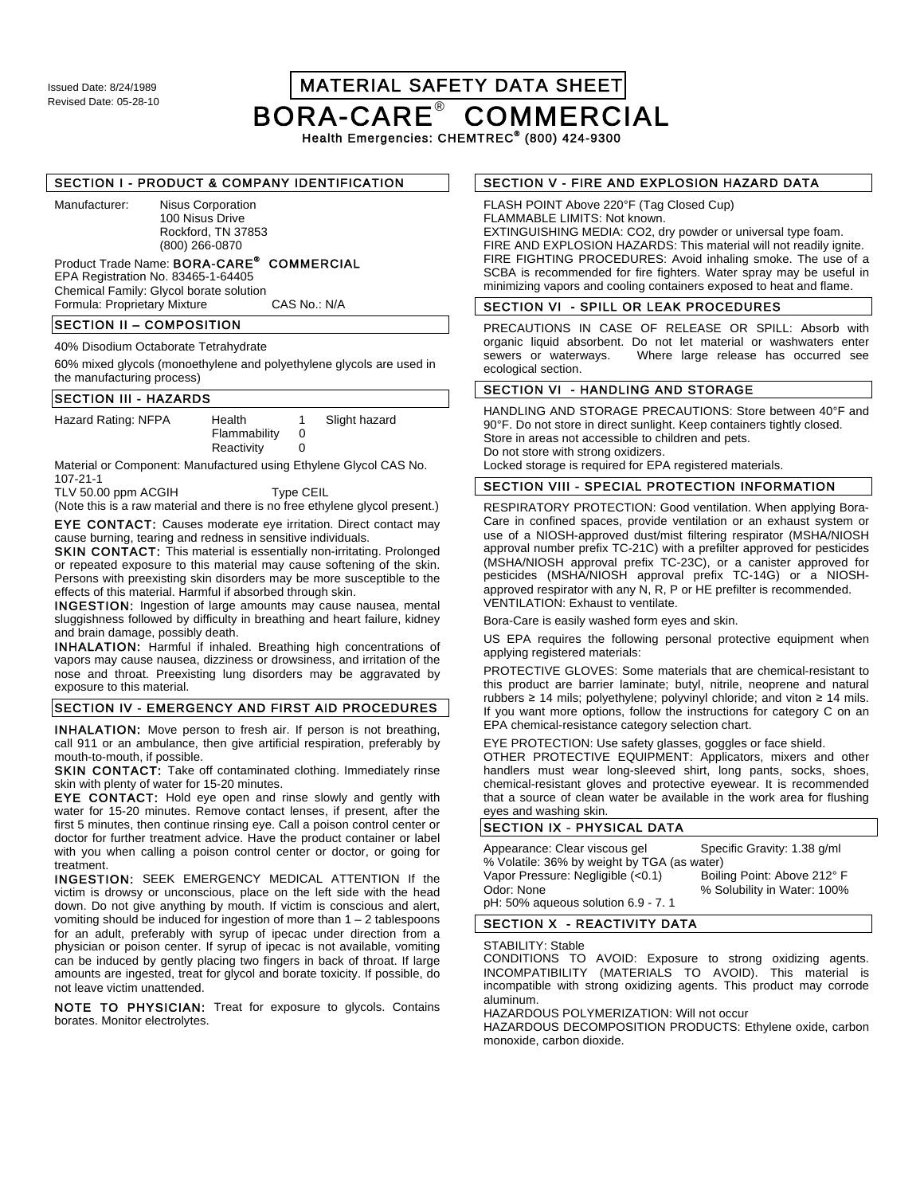Issued Date: 8/24/1989
Revised Date: 05-28-10

# MATERIAL SAFETY DATA SHEET

# BORA-CARE® COMMERCIAL

**Health Emergencies: CHEMTREC® (800) 424-9300**

## SECTION I - PRODUCT & COMPANY IDENTIFICATION

Manufacturer: Nisus Corporation
100 Nisus Drive
Rockford, TN 37853
(800) 266-0870

Product Trade Name: **BORA-CARE® COMMERCIAL**
EPA Registration No. 83465-1-64405
Chemical Family: Glycol borate solution
Formula: Proprietary Mixture CAS No.: N/A

## SECTION II – COMPOSITION

40% Disodium Octaborate Tetrahydrate

60% mixed glycols (monoethylene and polyethylene glycols are used in the manufacturing process)

## SECTION III - HAZARDS

| Hazard Rating: NFPA | | | |
|---|---|---|---|
| | Health | 1 | Slight hazard |
| | Flammability | 0 | |
| | Reactivity | 0 | |

Material or Component: Manufactured using Ethylene Glycol CAS No. 107-21-1
TLV 50.00 ppm ACGIH Type CEIL
(Note this is a raw material and there is no free ethylene glycol present.)

**EYE CONTACT:** Causes moderate eye irritation. Direct contact may cause burning, tearing and redness in sensitive individuals.
**SKIN CONTACT:** This material is essentially non-irritating. Prolonged or repeated exposure to this material may cause softening of the skin. Persons with preexisting skin disorders may be more susceptible to the effects of this material. Harmful if absorbed through skin.
**INGESTION:** Ingestion of large amounts may cause nausea, mental sluggishness followed by difficulty in breathing and heart failure, kidney and brain damage, possibly death.
**INHALATION:** Harmful if inhaled. Breathing high concentrations of vapors may cause nausea, dizziness or drowsiness, and irritation of the nose and throat. Preexisting lung disorders may be aggravated by exposure to this material.

## SECTION IV - EMERGENCY AND FIRST AID PROCEDURES

**INHALATION:** Move person to fresh air. If person is not breathing, call 911 or an ambulance, then give artificial respiration, preferably by mouth-to-mouth, if possible.
**SKIN CONTACT:** Take off contaminated clothing. Immediately rinse skin with plenty of water for 15-20 minutes.
**EYE CONTACT:** Hold eye open and rinse slowly and gently with water for 15-20 minutes. Remove contact lenses, if present, after the first 5 minutes, then continue rinsing eye. Call a poison control center or doctor for further treatment advice. Have the product container or label with you when calling a poison control center or doctor, or going for treatment.
**INGESTION:** SEEK EMERGENCY MEDICAL ATTENTION If the victim is drowsy or unconscious, place on the left side with the head down. Do not give anything by mouth. If victim is conscious and alert, vomiting should be induced for ingestion of more than 1 – 2 tablespoons for an adult, preferably with syrup of ipecac under direction from a physician or poison center. If syrup of ipecac is not available, vomiting can be induced by gently placing two fingers in back of throat. If large amounts are ingested, treat for glycol and borate toxicity. If possible, do not leave victim unattended.

**NOTE TO PHYSICIAN:** Treat for exposure to glycols. Contains borates. Monitor electrolytes.

## SECTION V - FIRE AND EXPLOSION HAZARD DATA

FLASH POINT Above 220°F (Tag Closed Cup)
FLAMMABLE LIMITS: Not known.
EXTINGUISHING MEDIA: CO2, dry powder or universal type foam.
FIRE AND EXPLOSION HAZARDS: This material will not readily ignite.
FIRE FIGHTING PROCEDURES: Avoid inhaling smoke. The use of a SCBA is recommended for fire fighters. Water spray may be useful in minimizing vapors and cooling containers exposed to heat and flame.

## SECTION VI - SPILL OR LEAK PROCEDURES

PRECAUTIONS IN CASE OF RELEASE OR SPILL: Absorb with organic liquid absorbent. Do not let material or washwaters enter sewers or waterways. Where large release has occurred see ecological section.

## SECTION VI - HANDLING AND STORAGE

HANDLING AND STORAGE PRECAUTIONS: Store between 40°F and 90°F. Do not store in direct sunlight. Keep containers tightly closed.
Store in areas not accessible to children and pets.
Do not store with strong oxidizers.
Locked storage is required for EPA registered materials.

## SECTION VIII - SPECIAL PROTECTION INFORMATION

RESPIRATORY PROTECTION: Good ventilation. When applying Bora-Care in confined spaces, provide ventilation or an exhaust system or use of a NIOSH-approved dust/mist filtering respirator (MSHA/NIOSH approval number prefix TC-21C) with a prefilter approved for pesticides (MSHA/NIOSH approval prefix TC-23C), or a canister approved for pesticides (MSHA/NIOSH approval prefix TC-14G) or a NIOSH-approved respirator with any N, R, P or HE prefilter is recommended.
VENTILATION: Exhaust to ventilate.

Bora-Care is easily washed form eyes and skin.

US EPA requires the following personal protective equipment when applying registered materials:

PROTECTIVE GLOVES: Some materials that are chemical-resistant to this product are barrier laminate; butyl, nitrile, neoprene and natural rubbers ≥ 14 mils; polyethylene; polyvinyl chloride; and viton ≥ 14 mils. If you want more options, follow the instructions for category C on an EPA chemical-resistance category selection chart.

EYE PROTECTION: Use safety glasses, goggles or face shield.
OTHER PROTECTIVE EQUIPMENT: Applicators, mixers and other handlers must wear long-sleeved shirt, long pants, socks, shoes, chemical-resistant gloves and protective eyewear. It is recommended that a source of clean water be available in the work area for flushing eyes and washing skin.

## SECTION IX - PHYSICAL DATA

Appearance: Clear viscous gel — Specific Gravity: 1.38 g/ml
% Volatile: 36% by weight by TGA (as water)
Vapor Pressure: Negligible (<0.1) — Boiling Point: Above 212° F
Odor: None — % Solubility in Water: 100%
pH: 50% aqueous solution 6.9 - 7. 1

## SECTION X - REACTIVITY DATA

STABILITY: Stable
CONDITIONS TO AVOID: Exposure to strong oxidizing agents.
INCOMPATIBILITY (MATERIALS TO AVOID). This material is incompatible with strong oxidizing agents. This product may corrode aluminum.
HAZARDOUS POLYMERIZATION: Will not occur
HAZARDOUS DECOMPOSITION PRODUCTS: Ethylene oxide, carbon monoxide, carbon dioxide.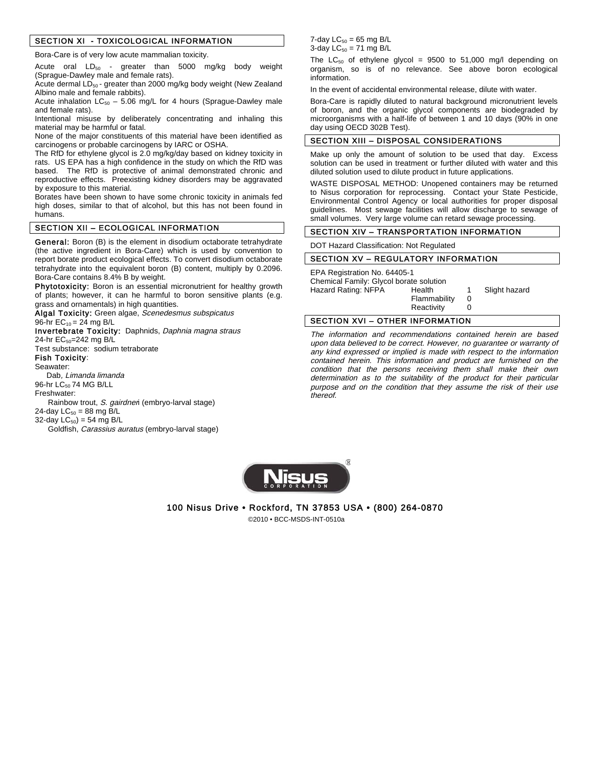## SECTION XI - TOXICOLOGICAL INFORMATION

Bora-Care is of very low acute mammalian toxicity.

Acute oral $LD_{50}$ - greater than 5000 mg/kg body weight (Sprague-Dawley male and female rats).
Acute dermal $LD_{50}$ - greater than 2000 mg/kg body weight (New Zealand Albino male and female rabbits).
Acute inhalation $LC_{50}$ – 5.06 mg/L for 4 hours (Sprague-Dawley male and female rats).
Intentional misuse by deliberately concentrating and inhaling this material may be harmful or fatal.
None of the major constituents of this material have been identified as carcinogens or probable carcinogens by IARC or OSHA.
The RfD for ethylene glycol is 2.0 mg/kg/day based on kidney toxicity in rats. US EPA has a high confidence in the study on which the RfD was based. The RfD is protective of animal demonstrated chronic and reproductive effects. Preexisting kidney disorders may be aggravated by exposure to this material.
Borates have been shown to have some chronic toxicity in animals fed high doses, similar to that of alcohol, but this has not been found in humans.

## SECTION XII – ECOLOGICAL INFORMATION

**General:** Boron (B) is the element in disodium octaborate tetrahydrate (the active ingredient in Bora-Care) which is used by convention to report borate product ecological effects. To convert disodium octaborate tetrahydrate into the equivalent boron (B) content, multiply by 0.2096. Bora-Care contains 8.4% B by weight.
**Phytotoxicity:** Boron is an essential micronutrient for healthy growth of plants; however, it can he harmful to boron sensitive plants (e.g. grass and ornamentals) in high quantities.
**Algal Toxicity:** Green algae, *Scenedesmus subspicatus*
96-hr $EC_{10}$ = 24 mg B/L
**Invertebrate Toxicity:** Daphnids, *Daphnia magna straus*
24-hr $EC_{50}$=242 mg B/L
Test substance: sodium tetraborate
**Fish Toxicity**:
Seawater:
Dab*, Limanda limanda*
96-hr $LC_{50}$ 74 MG B/LL
Freshwater:
Rainbow trout, *S. gairdneri* (embryo-larval stage)
24-day $LC_{50}$ = 88 mg B/L
32-day $LC_{50}$) = 54 mg B/L
Goldfish, *Carassius auratus* (embryo-larval stage)
7-day $LC_{50}$ = 65 mg B/L
3-day $LC_{50}$ = 71 mg B/L

The $LC_{50}$ of ethylene glycol = 9500 to 51,000 mg/l depending on organism, so is of no relevance. See above boron ecological information.

In the event of accidental environmental release, dilute with water.

Bora-Care is rapidly diluted to natural background micronutrient levels of boron, and the organic glycol components are biodegraded by microorganisms with a half-life of between 1 and 10 days (90% in one day using OECD 302B Test).

## SECTION XIII – DISPOSAL CONSIDERATIONS

Make up only the amount of solution to be used that day. Excess solution can be used in treatment or further diluted with water and this diluted solution used to dilute product in future applications.

WASTE DISPOSAL METHOD: Unopened containers may be returned to Nisus corporation for reprocessing. Contact your State Pesticide, Environmental Control Agency or local authorities for proper disposal guidelines. Most sewage facilities will allow discharge to sewage of small volumes. Very large volume can retard sewage processing.

## SECTION XIV – TRANSPORTATION INFORMATION

DOT Hazard Classification: Not Regulated

## SECTION XV – REGULATORY INFORMATION

EPA Registration No. 64405-1
Chemical Family: Glycol borate solution

| Hazard Rating: NFPA | Health | 1 | Slight hazard |
|---|---|---|---|
| | Flammability | 0 | |
| | Reactivity | 0 | |

## SECTION XVI – OTHER INFORMATION

*The information and recommendations contained herein are based upon data believed to be correct. However, no guarantee or warranty of any kind expressed or implied is made with respect to the information contained herein. This information and product are furnished on the condition that the persons receiving them shall make their own determination as to the suitability of the product for their particular purpose and on the condition that they assume the risk of their use thereof.*

NISUS CORPORATION®

**100 Nisus Drive • Rockford, TN 37853 USA • (800) 264-0870**

©2010 • BCC-MSDS-INT-0510a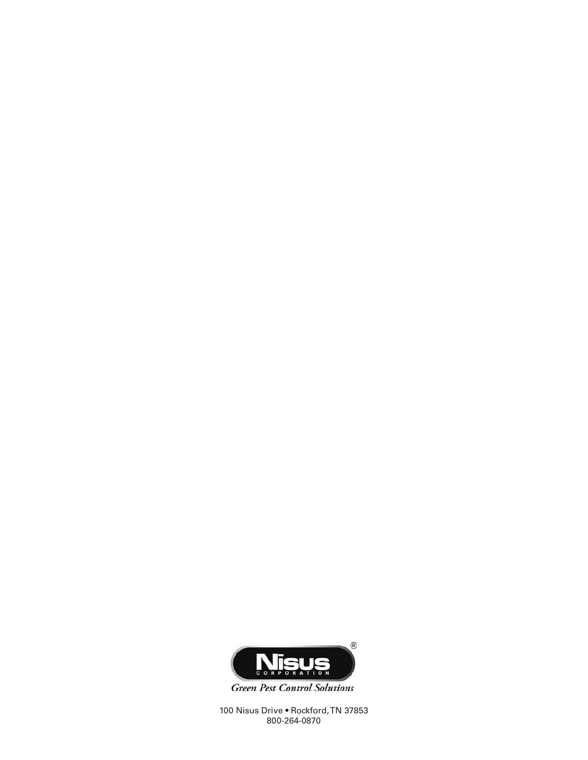Nisus®

CORPORATION

*Green Pest Control Solutions*

100 Nisus Drive • Rockford, TN 37853

800-264-0870